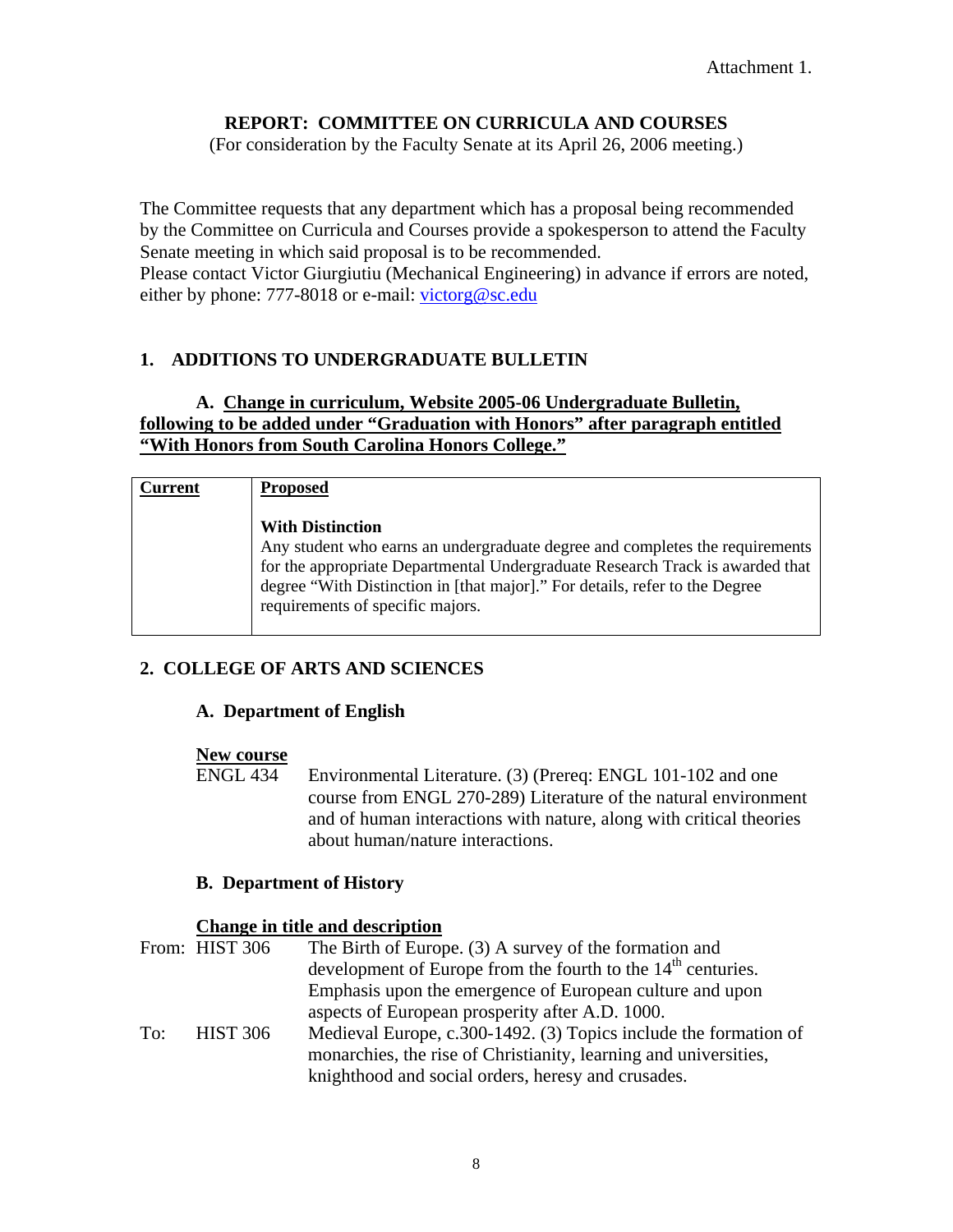Attachment 1.

# REPORT: COMMITTEE ON CURRICULA AND COURSES

(For consideration by the Faculty Senate at its April 26, 2006 meeting.)

The Committee requests that any department which has a proposal being recommended by the Committee on Curricula and Courses provide a spokesperson to attend the Faculty Senate meeting in which said proposal is to be recommended.
Please contact Victor Giurgiutiu (Mechanical Engineering) in advance if errors are noted, either by phone: 777-8018 or e-mail: victorg@sc.edu

## 1. ADDITIONS TO UNDERGRADUATE BULLETIN

### A. Change in curriculum, Website 2005-06 Undergraduate Bulletin, following to be added under "Graduation with Honors" after paragraph entitled "With Honors from South Carolina Honors College."

| Current | Proposed |
|---|---|
| | **With Distinction**<br>Any student who earns an undergraduate degree and completes the requirements for the appropriate Departmental Undergraduate Research Track is awarded that degree "With Distinction in [that major]." For details, refer to the Degree requirements of specific majors. |

## 2. COLLEGE OF ARTS AND SCIENCES

### A. Department of English

**New course**

ENGL 434 Environmental Literature. (3) (Prereq: ENGL 101-102 and one course from ENGL 270-289) Literature of the natural environment and of human interactions with nature, along with critical theories about human/nature interactions.

### B. Department of History

**Change in title and description**

From: HIST 306 The Birth of Europe. (3) A survey of the formation and development of Europe from the fourth to the 14th centuries. Emphasis upon the emergence of European culture and upon aspects of European prosperity after A.D. 1000.

To: HIST 306 Medieval Europe, c.300-1492. (3) Topics include the formation of monarchies, the rise of Christianity, learning and universities, knighthood and social orders, heresy and crusades.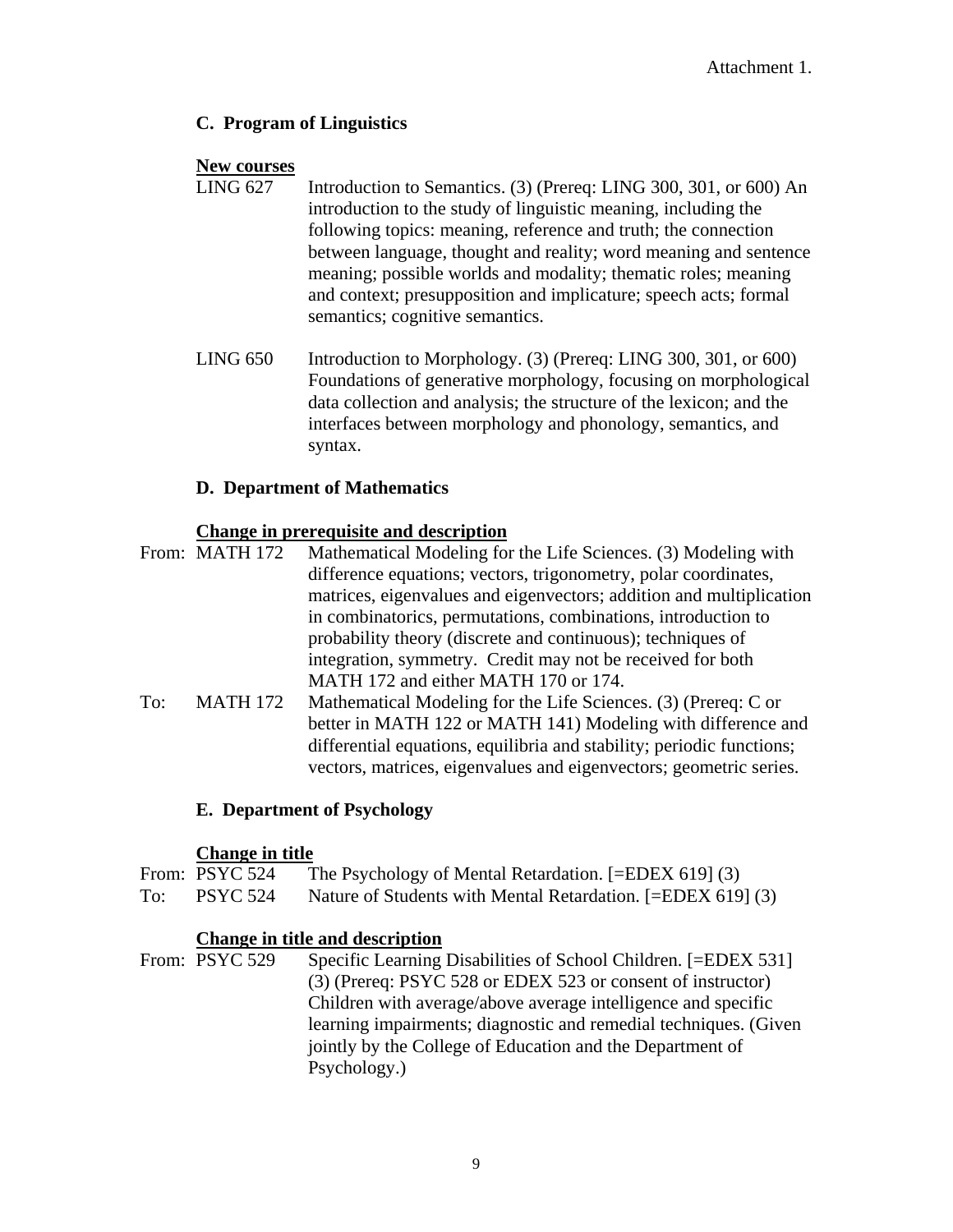Attachment 1.

### C. Program of Linguistics

**New courses**

LING 627 Introduction to Semantics. (3) (Prereq: LING 300, 301, or 600) An introduction to the study of linguistic meaning, including the following topics: meaning, reference and truth; the connection between language, thought and reality; word meaning and sentence meaning; possible worlds and modality; thematic roles; meaning and context; presupposition and implicature; speech acts; formal semantics; cognitive semantics.

LING 650 Introduction to Morphology. (3) (Prereq: LING 300, 301, or 600) Foundations of generative morphology, focusing on morphological data collection and analysis; the structure of the lexicon; and the interfaces between morphology and phonology, semantics, and syntax.

### D. Department of Mathematics

**Change in prerequisite and description**

From: MATH 172 Mathematical Modeling for the Life Sciences. (3) Modeling with difference equations; vectors, trigonometry, polar coordinates, matrices, eigenvalues and eigenvectors; addition and multiplication in combinatorics, permutations, combinations, introduction to probability theory (discrete and continuous); techniques of integration, symmetry. Credit may not be received for both MATH 172 and either MATH 170 or 174.

To: MATH 172 Mathematical Modeling for the Life Sciences. (3) (Prereq: C or better in MATH 122 or MATH 141) Modeling with difference and differential equations, equilibria and stability; periodic functions; vectors, matrices, eigenvalues and eigenvectors; geometric series.

### E. Department of Psychology

**Change in title**

From: PSYC 524 The Psychology of Mental Retardation. [=EDEX 619] (3)

To: PSYC 524 Nature of Students with Mental Retardation. [=EDEX 619] (3)

**Change in title and description**

From: PSYC 529 Specific Learning Disabilities of School Children. [=EDEX 531] (3) (Prereq: PSYC 528 or EDEX 523 or consent of instructor) Children with average/above average intelligence and specific learning impairments; diagnostic and remedial techniques. (Given jointly by the College of Education and the Department of Psychology.)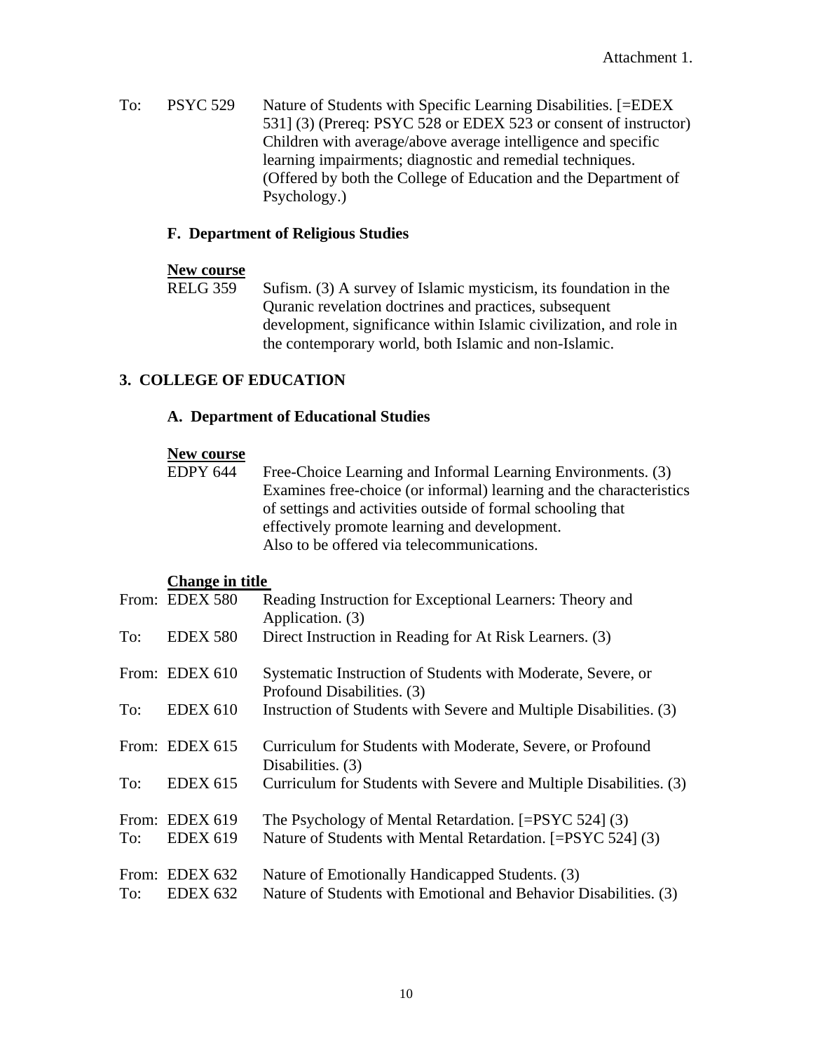Attachment 1.

To: PSYC 529 Nature of Students with Specific Learning Disabilities. [=EDEX 531] (3) (Prereq: PSYC 528 or EDEX 523 or consent of instructor) Children with average/above average intelligence and specific learning impairments; diagnostic and remedial techniques. (Offered by both the College of Education and the Department of Psychology.)

### F. Department of Religious Studies

**New course**

RELG 359 Sufism. (3) A survey of Islamic mysticism, its foundation in the Quranic revelation doctrines and practices, subsequent development, significance within Islamic civilization, and role in the contemporary world, both Islamic and non-Islamic.

## 3. COLLEGE OF EDUCATION

### A. Department of Educational Studies

**New course**

EDPY 644 Free-Choice Learning and Informal Learning Environments. (3) Examines free-choice (or informal) learning and the characteristics of settings and activities outside of formal schooling that effectively promote learning and development.
Also to be offered via telecommunications.

**Change in title**

From: EDEX 580 Reading Instruction for Exceptional Learners: Theory and Application. (3)
To: EDEX 580 Direct Instruction in Reading for At Risk Learners. (3)

From: EDEX 610 Systematic Instruction of Students with Moderate, Severe, or Profound Disabilities. (3)
To: EDEX 610 Instruction of Students with Severe and Multiple Disabilities. (3)

From: EDEX 615 Curriculum for Students with Moderate, Severe, or Profound Disabilities. (3)
To: EDEX 615 Curriculum for Students with Severe and Multiple Disabilities. (3)

From: EDEX 619 The Psychology of Mental Retardation. [=PSYC 524] (3)
To: EDEX 619 Nature of Students with Mental Retardation. [=PSYC 524] (3)

From: EDEX 632 Nature of Emotionally Handicapped Students. (3)
To: EDEX 632 Nature of Students with Emotional and Behavior Disabilities. (3)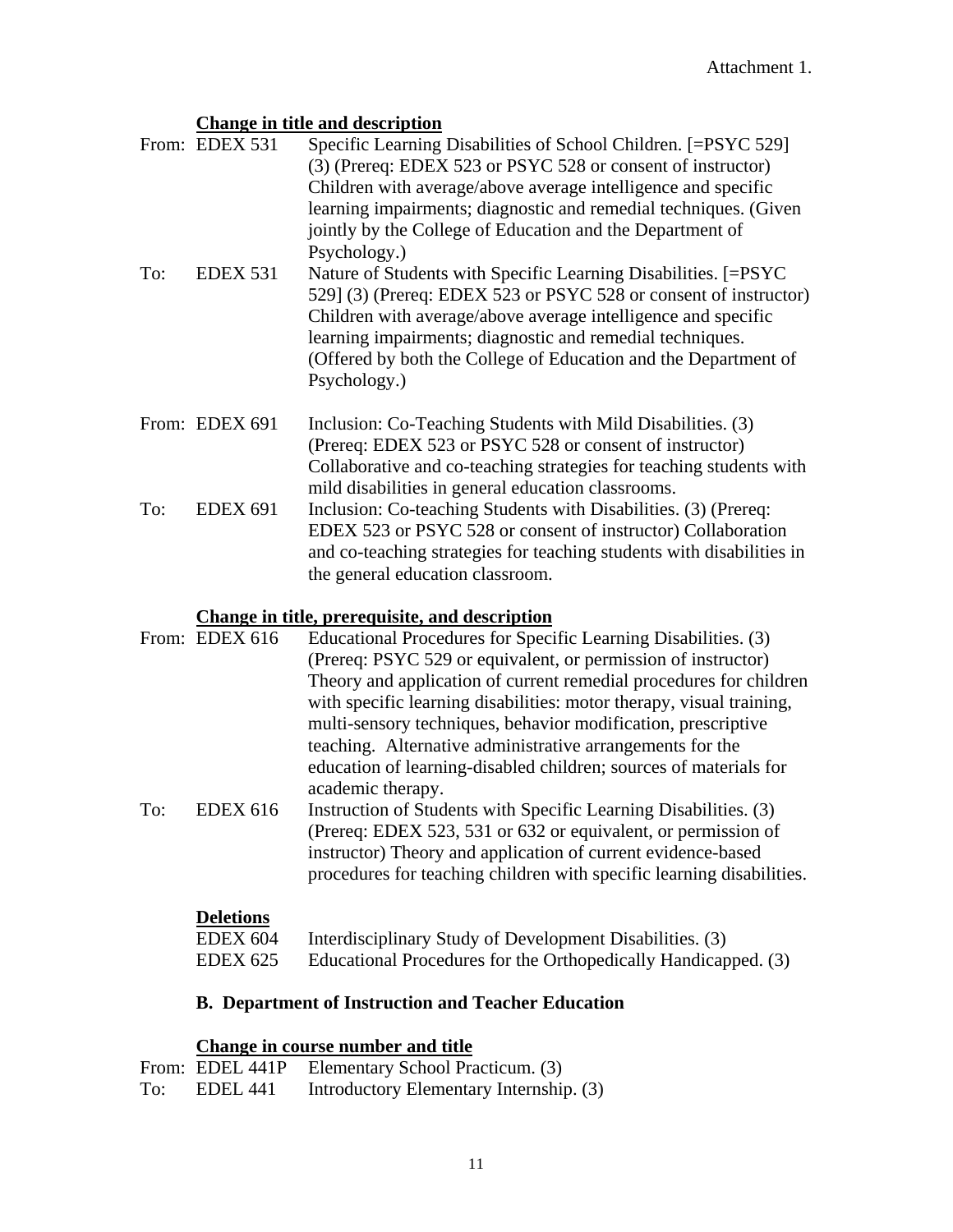Attachment 1.

**Change in title and description**

From: EDEX 531 — Specific Learning Disabilities of School Children. [=PSYC 529] (3) (Prereq: EDEX 523 or PSYC 528 or consent of instructor) Children with average/above average intelligence and specific learning impairments; diagnostic and remedial techniques. (Given jointly by the College of Education and the Department of Psychology.)

To: EDEX 531 — Nature of Students with Specific Learning Disabilities. [=PSYC 529] (3) (Prereq: EDEX 523 or PSYC 528 or consent of instructor) Children with average/above average intelligence and specific learning impairments; diagnostic and remedial techniques. (Offered by both the College of Education and the Department of Psychology.)

From: EDEX 691 — Inclusion: Co-Teaching Students with Mild Disabilities. (3) (Prereq: EDEX 523 or PSYC 528 or consent of instructor) Collaborative and co-teaching strategies for teaching students with mild disabilities in general education classrooms.

To: EDEX 691 — Inclusion: Co-teaching Students with Disabilities. (3) (Prereq: EDEX 523 or PSYC 528 or consent of instructor) Collaboration and co-teaching strategies for teaching students with disabilities in the general education classroom.

**Change in title, prerequisite, and description**

From: EDEX 616 — Educational Procedures for Specific Learning Disabilities. (3) (Prereq: PSYC 529 or equivalent, or permission of instructor) Theory and application of current remedial procedures for children with specific learning disabilities: motor therapy, visual training, multi-sensory techniques, behavior modification, prescriptive teaching. Alternative administrative arrangements for the education of learning-disabled children; sources of materials for academic therapy.

To: EDEX 616 — Instruction of Students with Specific Learning Disabilities. (3) (Prereq: EDEX 523, 531 or 632 or equivalent, or permission of instructor) Theory and application of current evidence-based procedures for teaching children with specific learning disabilities.

**Deletions**

EDEX 604 — Interdisciplinary Study of Development Disabilities. (3)
EDEX 625 — Educational Procedures for the Orthopedically Handicapped. (3)

### B. Department of Instruction and Teacher Education

**Change in course number and title**

From: EDEL 441P — Elementary School Practicum. (3)
To: EDEL 441 — Introductory Elementary Internship. (3)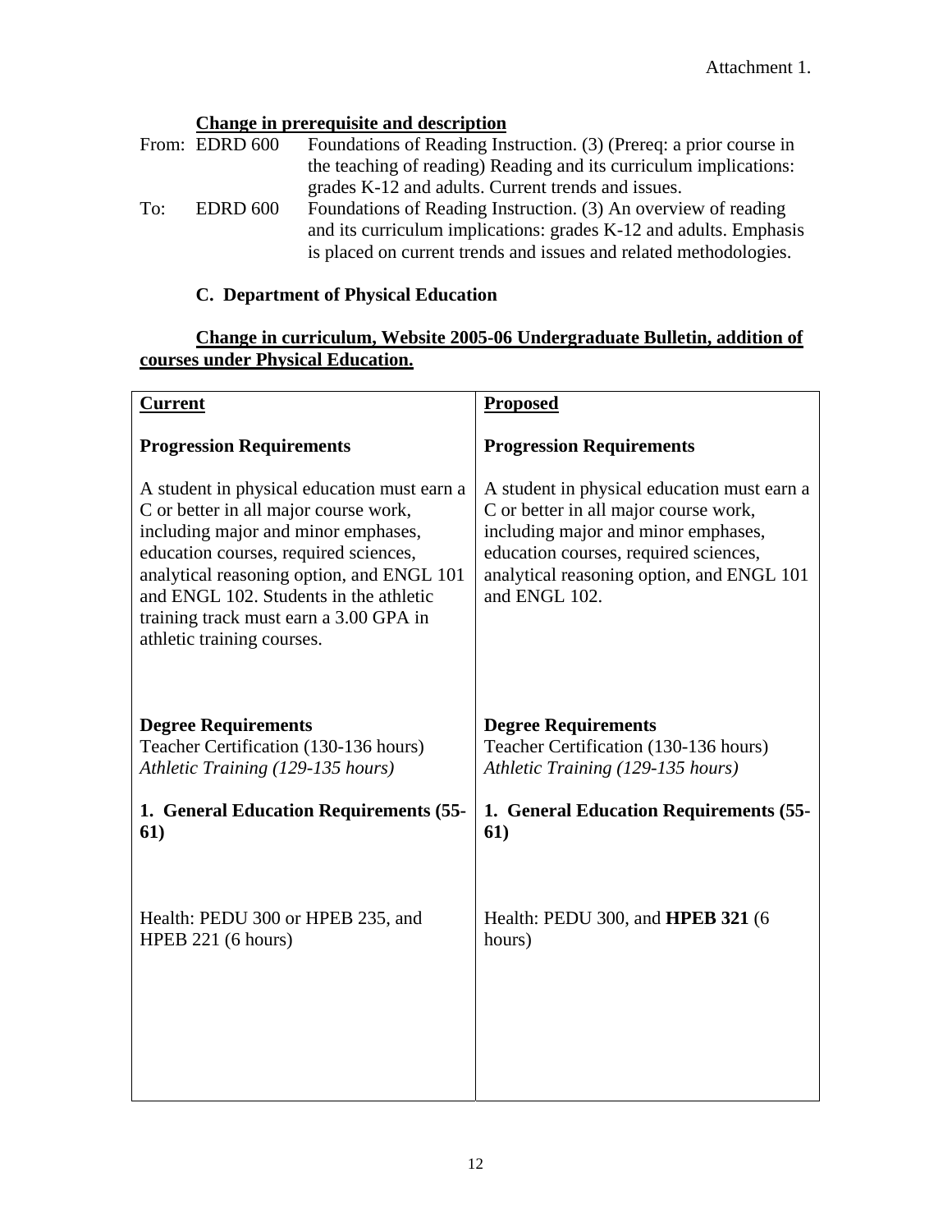Attachment 1.

**Change in prerequisite and description**

From: EDRD 600 Foundations of Reading Instruction. (3) (Prereq: a prior course in the teaching of reading) Reading and its curriculum implications: grades K-12 and adults. Current trends and issues.

To: EDRD 600 Foundations of Reading Instruction. (3) An overview of reading and its curriculum implications: grades K-12 and adults. Emphasis is placed on current trends and issues and related methodologies.

### C. Department of Physical Education

**Change in curriculum, Website 2005-06 Undergraduate Bulletin, addition of courses under Physical Education.**

| **Current** | **Proposed** |
|---|---|
| **Progression Requirements** | **Progression Requirements** |
| A student in physical education must earn a C or better in all major course work, including major and minor emphases, education courses, required sciences, analytical reasoning option, and ENGL 101 and ENGL 102. Students in the athletic training track must earn a 3.00 GPA in athletic training courses. | A student in physical education must earn a C or better in all major course work, including major and minor emphases, education courses, required sciences, analytical reasoning option, and ENGL 101 and ENGL 102. |
| **Degree Requirements**<br>Teacher Certification (130-136 hours)<br>*Athletic Training (129-135 hours)* | **Degree Requirements**<br>Teacher Certification (130-136 hours)<br>*Athletic Training (129-135 hours)* |
| **1. General Education Requirements (55-61)** | **1. General Education Requirements (55-61)** |
| Health: PEDU 300 or HPEB 235, and HPEB 221 (6 hours) | Health: PEDU 300, and **HPEB 321** (6 hours) |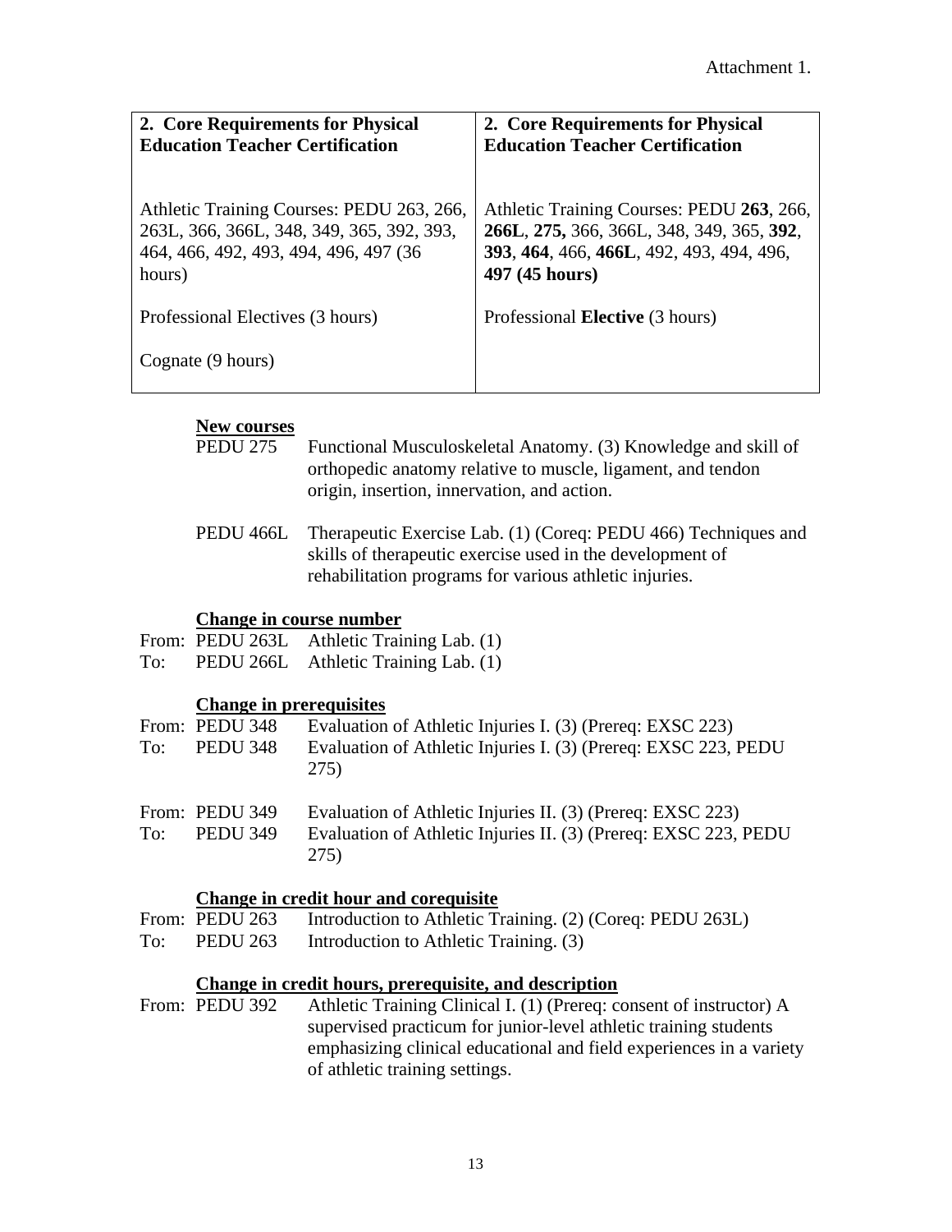Attachment 1.

| 2. Core Requirements for Physical Education Teacher Certification | 2. Core Requirements for Physical Education Teacher Certification |
|---|---|
| Athletic Training Courses: PEDU 263, 266, 263L, 366, 366L, 348, 349, 365, 392, 393, 464, 466, 492, 493, 494, 496, 497 (36 hours) | Athletic Training Courses: PEDU **263**, 266, **266L**, **275,** 366, 366L, 348, 349, 365, **392**, **393**, **464**, 466, **466L**, 492, 493, 494, 496, **497 (45 hours)** |
| Professional Electives (3 hours) | Professional **Elective** (3 hours) |
| Cognate (9 hours) | |

**New courses**

PEDU 275 Functional Musculoskeletal Anatomy. (3) Knowledge and skill of orthopedic anatomy relative to muscle, ligament, and tendon origin, insertion, innervation, and action.

PEDU 466L Therapeutic Exercise Lab. (1) (Coreq: PEDU 466) Techniques and skills of therapeutic exercise used in the development of rehabilitation programs for various athletic injuries.

**Change in course number**

From: PEDU 263L Athletic Training Lab. (1)
To: PEDU 266L Athletic Training Lab. (1)

**Change in prerequisites**

From: PEDU 348 Evaluation of Athletic Injuries I. (3) (Prereq: EXSC 223)
To: PEDU 348 Evaluation of Athletic Injuries I. (3) (Prereq: EXSC 223, PEDU 275)

From: PEDU 349 Evaluation of Athletic Injuries II. (3) (Prereq: EXSC 223)
To: PEDU 349 Evaluation of Athletic Injuries II. (3) (Prereq: EXSC 223, PEDU 275)

**Change in credit hour and corequisite**

From: PEDU 263 Introduction to Athletic Training. (2) (Coreq: PEDU 263L)
To: PEDU 263 Introduction to Athletic Training. (3)

**Change in credit hours, prerequisite, and description**

From: PEDU 392 Athletic Training Clinical I. (1) (Prereq: consent of instructor) A supervised practicum for junior-level athletic training students emphasizing clinical educational and field experiences in a variety of athletic training settings.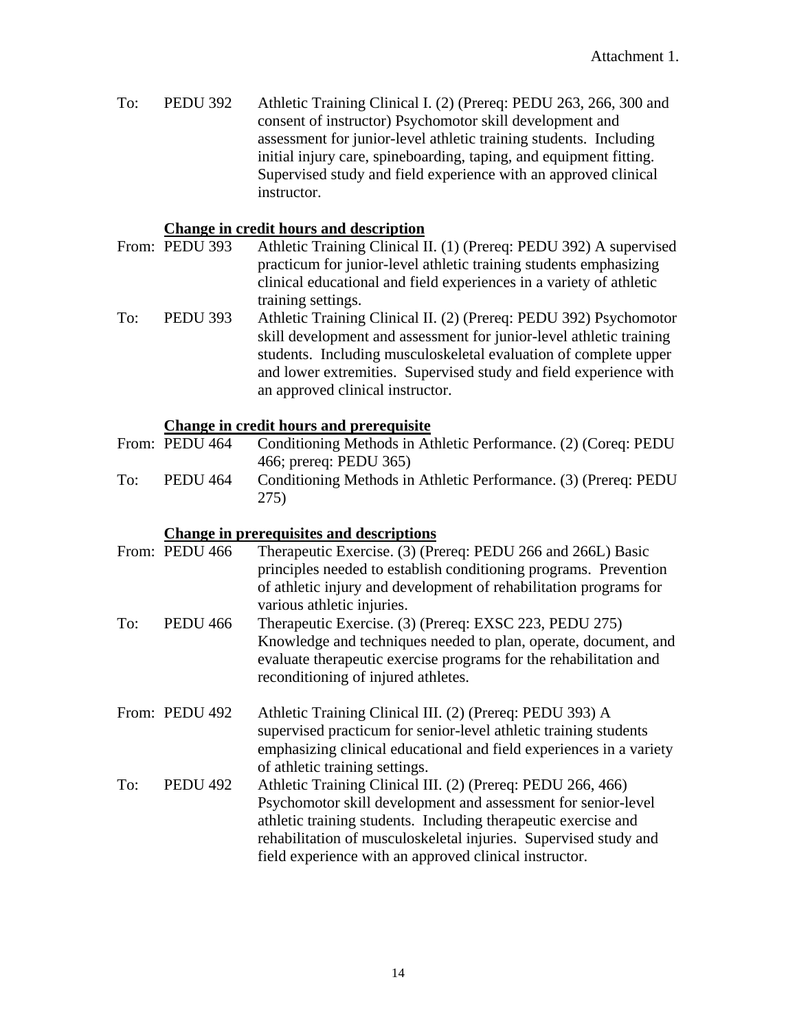Attachment 1.

To: PEDU 392 Athletic Training Clinical I. (2) (Prereq: PEDU 263, 266, 300 and consent of instructor) Psychomotor skill development and assessment for junior-level athletic training students. Including initial injury care, spineboarding, taping, and equipment fitting. Supervised study and field experience with an approved clinical instructor.

**Change in credit hours and description**

From: PEDU 393 Athletic Training Clinical II. (1) (Prereq: PEDU 392) A supervised practicum for junior-level athletic training students emphasizing clinical educational and field experiences in a variety of athletic training settings.

To: PEDU 393 Athletic Training Clinical II. (2) (Prereq: PEDU 392) Psychomotor skill development and assessment for junior-level athletic training students. Including musculoskeletal evaluation of complete upper and lower extremities. Supervised study and field experience with an approved clinical instructor.

**Change in credit hours and prerequisite**

From: PEDU 464 Conditioning Methods in Athletic Performance. (2) (Coreq: PEDU 466; prereq: PEDU 365)

To: PEDU 464 Conditioning Methods in Athletic Performance. (3) (Prereq: PEDU 275)

**Change in prerequisites and descriptions**

From: PEDU 466 Therapeutic Exercise. (3) (Prereq: PEDU 266 and 266L) Basic principles needed to establish conditioning programs. Prevention of athletic injury and development of rehabilitation programs for various athletic injuries.

To: PEDU 466 Therapeutic Exercise. (3) (Prereq: EXSC 223, PEDU 275) Knowledge and techniques needed to plan, operate, document, and evaluate therapeutic exercise programs for the rehabilitation and reconditioning of injured athletes.

From: PEDU 492 Athletic Training Clinical III. (2) (Prereq: PEDU 393) A supervised practicum for senior-level athletic training students emphasizing clinical educational and field experiences in a variety of athletic training settings.

To: PEDU 492 Athletic Training Clinical III. (2) (Prereq: PEDU 266, 466) Psychomotor skill development and assessment for senior-level athletic training students. Including therapeutic exercise and rehabilitation of musculoskeletal injuries. Supervised study and field experience with an approved clinical instructor.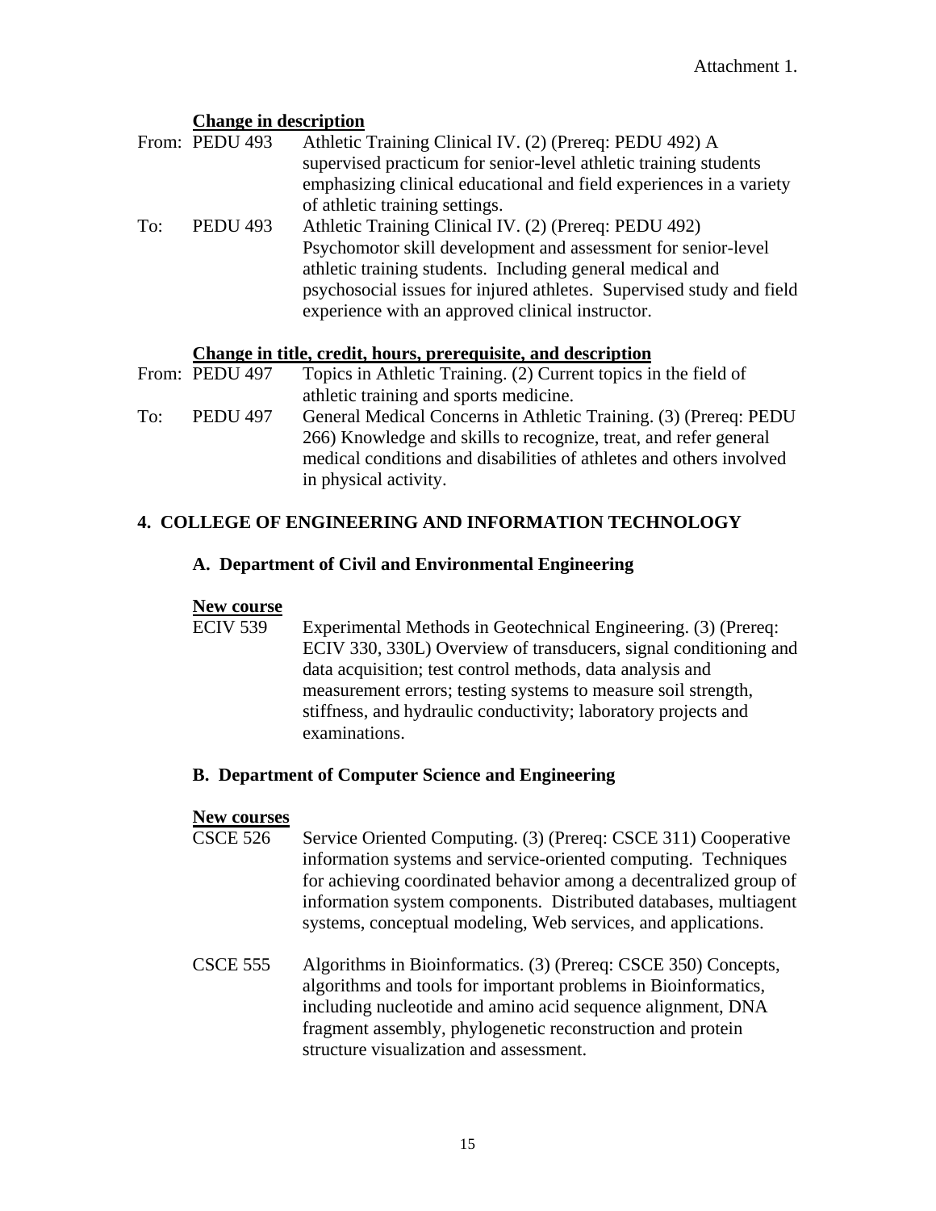Attachment 1.

**Change in description**

From: PEDU 493 Athletic Training Clinical IV. (2) (Prereq: PEDU 492) A supervised practicum for senior-level athletic training students emphasizing clinical educational and field experiences in a variety of athletic training settings.

To: PEDU 493 Athletic Training Clinical IV. (2) (Prereq: PEDU 492) Psychomotor skill development and assessment for senior-level athletic training students. Including general medical and psychosocial issues for injured athletes. Supervised study and field experience with an approved clinical instructor.

**Change in title, credit, hours, prerequisite, and description**

From: PEDU 497 Topics in Athletic Training. (2) Current topics in the field of athletic training and sports medicine.

To: PEDU 497 General Medical Concerns in Athletic Training. (3) (Prereq: PEDU 266) Knowledge and skills to recognize, treat, and refer general medical conditions and disabilities of athletes and others involved in physical activity.

## 4. COLLEGE OF ENGINEERING AND INFORMATION TECHNOLOGY

### A. Department of Civil and Environmental Engineering

**New course**

ECIV 539 Experimental Methods in Geotechnical Engineering. (3) (Prereq: ECIV 330, 330L) Overview of transducers, signal conditioning and data acquisition; test control methods, data analysis and measurement errors; testing systems to measure soil strength, stiffness, and hydraulic conductivity; laboratory projects and examinations.

### B. Department of Computer Science and Engineering

**New courses**

CSCE 526 Service Oriented Computing. (3) (Prereq: CSCE 311) Cooperative information systems and service-oriented computing. Techniques for achieving coordinated behavior among a decentralized group of information system components. Distributed databases, multiagent systems, conceptual modeling, Web services, and applications.

CSCE 555 Algorithms in Bioinformatics. (3) (Prereq: CSCE 350) Concepts, algorithms and tools for important problems in Bioinformatics, including nucleotide and amino acid sequence alignment, DNA fragment assembly, phylogenetic reconstruction and protein structure visualization and assessment.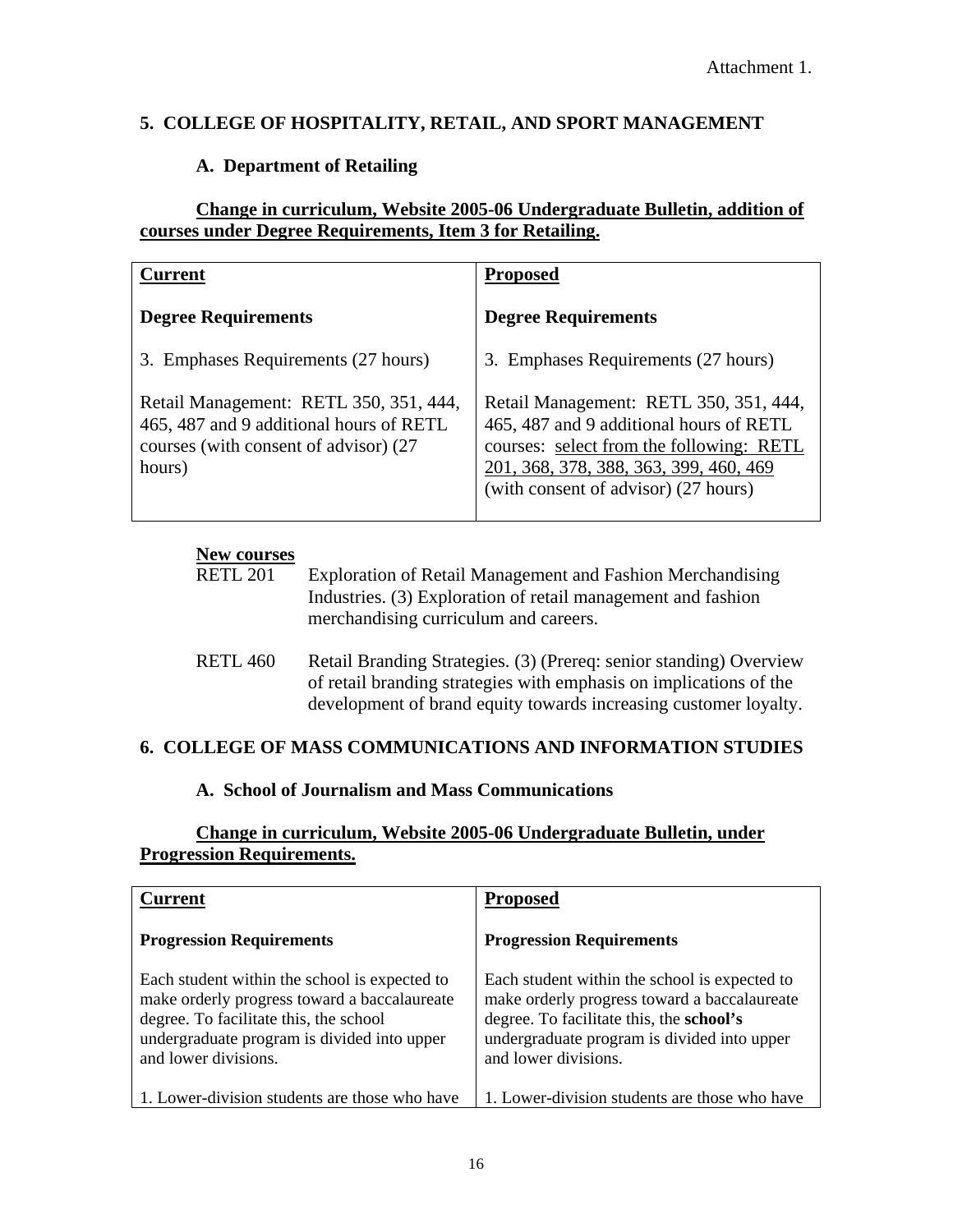Attachment 1.

## 5. COLLEGE OF HOSPITALITY, RETAIL, AND SPORT MANAGEMENT

### A. Department of Retailing

**Change in curriculum, Website 2005-06 Undergraduate Bulletin, addition of courses under Degree Requirements, Item 3 for Retailing.**

| **Current** | **Proposed** |
|---|---|
| **Degree Requirements** | **Degree Requirements** |
| 3. Emphases Requirements (27 hours) | 3. Emphases Requirements (27 hours) |
| Retail Management: RETL 350, 351, 444, 465, 487 and 9 additional hours of RETL courses (with consent of advisor) (27 hours) | Retail Management: RETL 350, 351, 444, 465, 487 and 9 additional hours of RETL courses: select from the following: RETL 201, 368, 378, 388, 363, 399, 460, 469 (with consent of advisor) (27 hours) |

**New courses**

RETL 201 Exploration of Retail Management and Fashion Merchandising Industries. (3) Exploration of retail management and fashion merchandising curriculum and careers.

RETL 460 Retail Branding Strategies. (3) (Prereq: senior standing) Overview of retail branding strategies with emphasis on implications of the development of brand equity towards increasing customer loyalty.

## 6. COLLEGE OF MASS COMMUNICATIONS AND INFORMATION STUDIES

### A. School of Journalism and Mass Communications

**Change in curriculum, Website 2005-06 Undergraduate Bulletin, under Progression Requirements.**

| **Current** | **Proposed** |
|---|---|
| **Progression Requirements** | **Progression Requirements** |
| Each student within the school is expected to make orderly progress toward a baccalaureate degree. To facilitate this, the school undergraduate program is divided into upper and lower divisions. | Each student within the school is expected to make orderly progress toward a baccalaureate degree. To facilitate this, the **school's** undergraduate program is divided into upper and lower divisions. |
| 1. Lower-division students are those who have | 1. Lower-division students are those who have |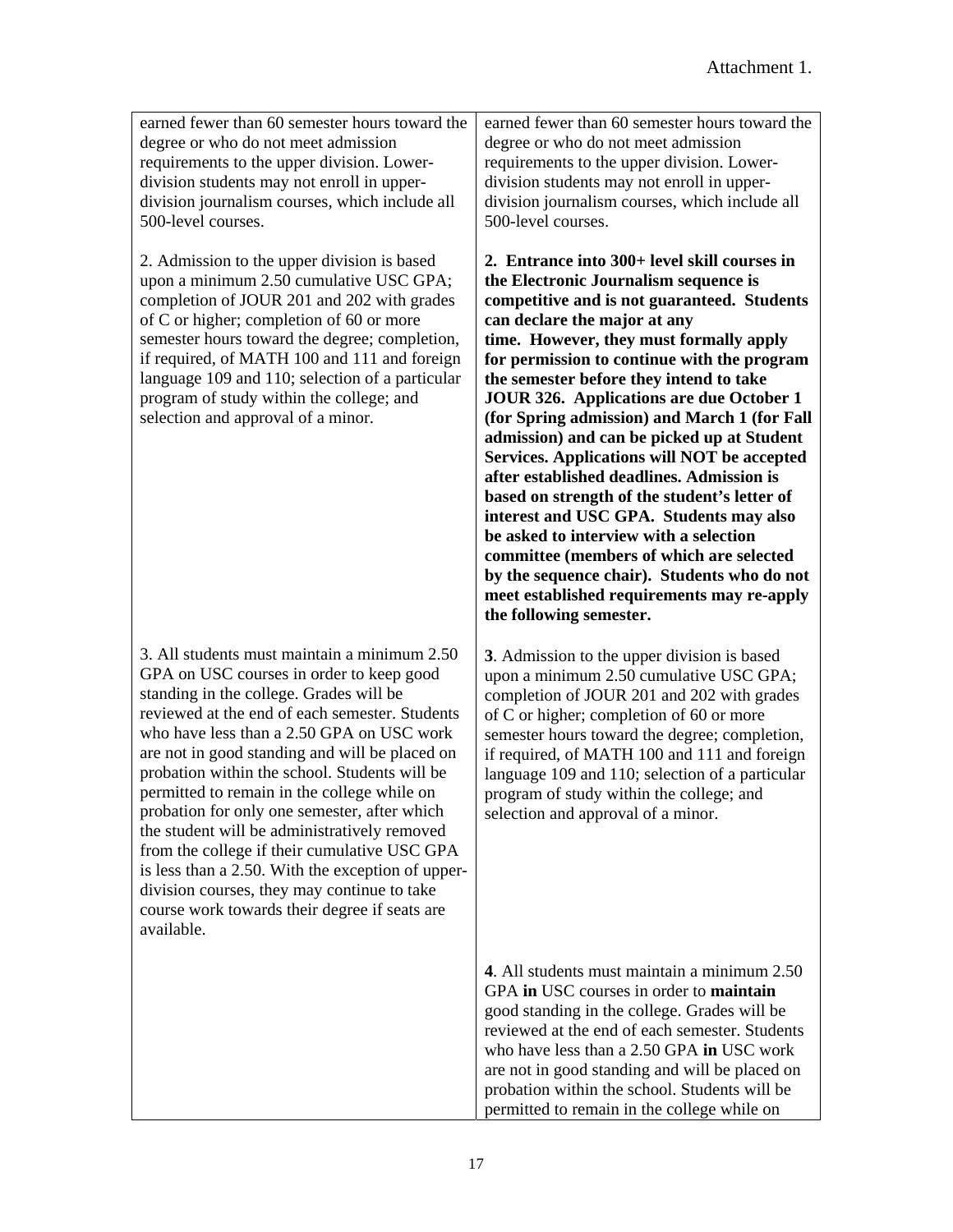Attachment 1.

| | |
|---|---|
| earned fewer than 60 semester hours toward the degree or who do not meet admission requirements to the upper division. Lower-division students may not enroll in upper-division journalism courses, which include all 500-level courses. | earned fewer than 60 semester hours toward the degree or who do not meet admission requirements to the upper division. Lower-division students may not enroll in upper-division journalism courses, which include all 500-level courses. |
| 2. Admission to the upper division is based upon a minimum 2.50 cumulative USC GPA; completion of JOUR 201 and 202 with grades of C or higher; completion of 60 or more semester hours toward the degree; completion, if required, of MATH 100 and 111 and foreign language 109 and 110; selection of a particular program of study within the college; and selection and approval of a minor. | **2. Entrance into 300+ level skill courses in the Electronic Journalism sequence is competitive and is not guaranteed. Students can declare the major at any time. However, they must formally apply for permission to continue with the program the semester before they intend to take JOUR 326. Applications are due October 1 (for Spring admission) and March 1 (for Fall admission) and can be picked up at Student Services. Applications will NOT be accepted after established deadlines. Admission is based on strength of the student's letter of interest and USC GPA. Students may also be asked to interview with a selection committee (members of which are selected by the sequence chair). Students who do not meet established requirements may re-apply the following semester.** |
| 3. All students must maintain a minimum 2.50 GPA on USC courses in order to keep good standing in the college. Grades will be reviewed at the end of each semester. Students who have less than a 2.50 GPA on USC work are not in good standing and will be placed on probation within the school. Students will be permitted to remain in the college while on probation for only one semester, after which the student will be administratively removed from the college if their cumulative USC GPA is less than a 2.50. With the exception of upper-division courses, they may continue to take course work towards their degree if seats are available. | **3**. Admission to the upper division is based upon a minimum 2.50 cumulative USC GPA; completion of JOUR 201 and 202 with grades of C or higher; completion of 60 or more semester hours toward the degree; completion, if required, of MATH 100 and 111 and foreign language 109 and 110; selection of a particular program of study within the college; and selection and approval of a minor. |
| | **4**. All students must maintain a minimum 2.50 GPA **in** USC courses in order to **maintain** good standing in the college. Grades will be reviewed at the end of each semester. Students who have less than a 2.50 GPA **in** USC work are not in good standing and will be placed on probation within the school. Students will be permitted to remain in the college while on |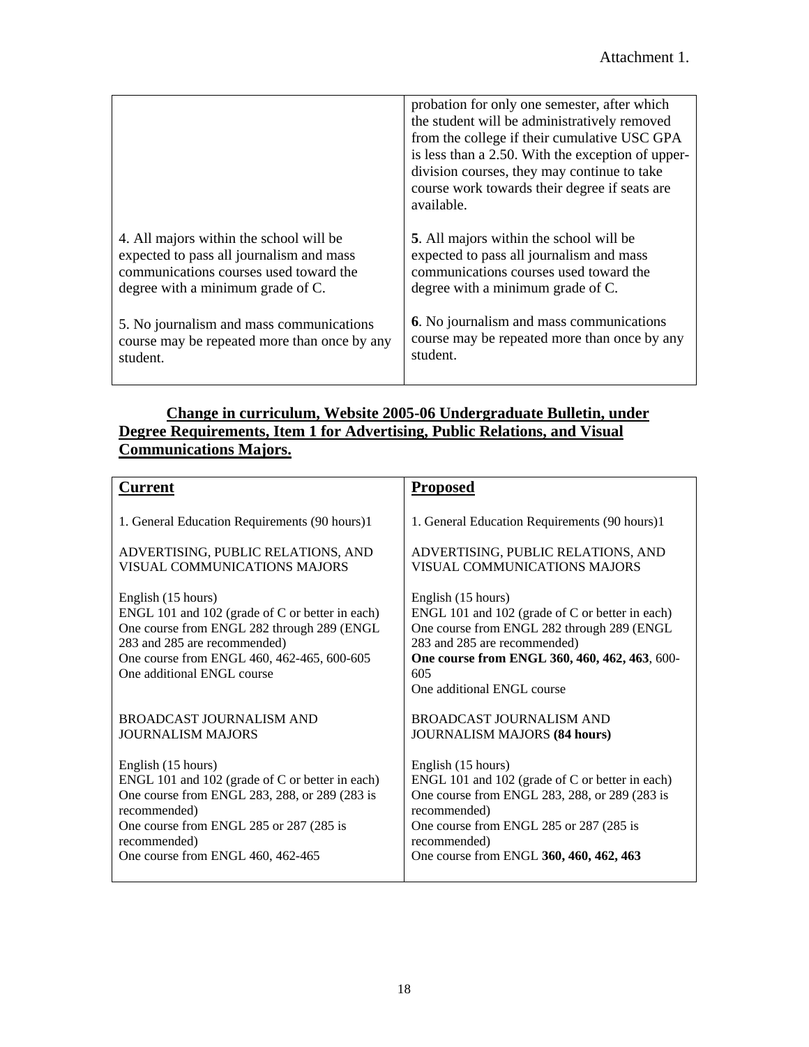Attachment 1.

| | |
|---|---|
| | probation for only one semester, after which the student will be administratively removed from the college if their cumulative USC GPA is less than a 2.50. With the exception of upper-division courses, they may continue to take course work towards their degree if seats are available. |
| 4. All majors within the school will be expected to pass all journalism and mass communications courses used toward the degree with a minimum grade of C. | **5**. All majors within the school will be expected to pass all journalism and mass communications courses used toward the degree with a minimum grade of C. |
| 5. No journalism and mass communications course may be repeated more than once by any student. | **6**. No journalism and mass communications course may be repeated more than once by any student. |

**<u>Change in curriculum, Website 2005-06 Undergraduate Bulletin, under Degree Requirements, Item 1 for Advertising, Public Relations, and Visual Communications Majors.</u>**

| **<u>Current</u>** | **<u>Proposed</u>** |
|---|---|
| 1. General Education Requirements (90 hours)1 | 1. General Education Requirements (90 hours)1 |
| ADVERTISING, PUBLIC RELATIONS, AND VISUAL COMMUNICATIONS MAJORS | ADVERTISING, PUBLIC RELATIONS, AND VISUAL COMMUNICATIONS MAJORS |
| English (15 hours)<br>ENGL 101 and 102 (grade of C or better in each)<br>One course from ENGL 282 through 289 (ENGL 283 and 285 are recommended)<br>One course from ENGL 460, 462-465, 600-605<br>One additional ENGL course | English (15 hours)<br>ENGL 101 and 102 (grade of C or better in each)<br>One course from ENGL 282 through 289 (ENGL 283 and 285 are recommended)<br>**One course from ENGL 360, 460, 462, 463**, 600-605<br>One additional ENGL course |
| BROADCAST JOURNALISM AND JOURNALISM MAJORS | BROADCAST JOURNALISM AND JOURNALISM MAJORS **(84 hours)** |
| English (15 hours)<br>ENGL 101 and 102 (grade of C or better in each)<br>One course from ENGL 283, 288, or 289 (283 is recommended)<br>One course from ENGL 285 or 287 (285 is recommended)<br>One course from ENGL 460, 462-465 | English (15 hours)<br>ENGL 101 and 102 (grade of C or better in each)<br>One course from ENGL 283, 288, or 289 (283 is recommended)<br>One course from ENGL 285 or 287 (285 is recommended)<br>One course from ENGL **360, 460, 462, 463** |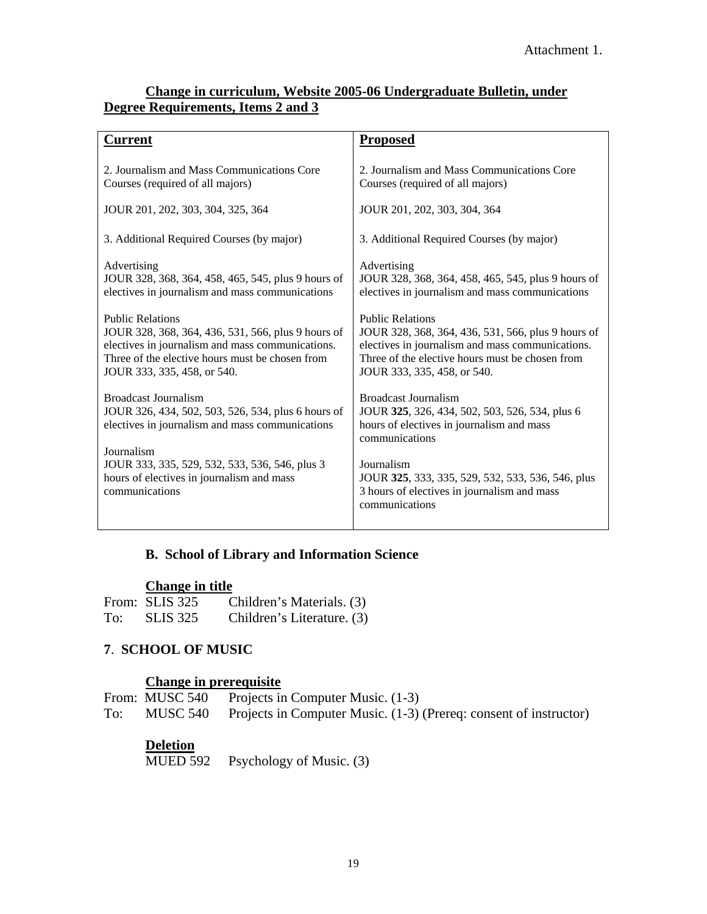Attachment 1.

**<u>Change in curriculum, Website 2005-06 Undergraduate Bulletin, under Degree Requirements, Items 2 and 3</u>**

| **Current** | **Proposed** |
|---|---|
| 2. Journalism and Mass Communications Core Courses (required of all majors) | 2. Journalism and Mass Communications Core Courses (required of all majors) |
| JOUR 201, 202, 303, 304, 325, 364 | JOUR 201, 202, 303, 304, 364 |
| 3. Additional Required Courses (by major) | 3. Additional Required Courses (by major) |
| Advertising<br>JOUR 328, 368, 364, 458, 465, 545, plus 9 hours of electives in journalism and mass communications | Advertising<br>JOUR 328, 368, 364, 458, 465, 545, plus 9 hours of electives in journalism and mass communications |
| Public Relations<br>JOUR 328, 368, 364, 436, 531, 566, plus 9 hours of electives in journalism and mass communications. Three of the elective hours must be chosen from JOUR 333, 335, 458, or 540. | Public Relations<br>JOUR 328, 368, 364, 436, 531, 566, plus 9 hours of electives in journalism and mass communications. Three of the elective hours must be chosen from JOUR 333, 335, 458, or 540. |
| Broadcast Journalism<br>JOUR 326, 434, 502, 503, 526, 534, plus 6 hours of electives in journalism and mass communications | Broadcast Journalism<br>JOUR **325**, 326, 434, 502, 503, 526, 534, plus 6 hours of electives in journalism and mass communications |
| Journalism<br>JOUR 333, 335, 529, 532, 533, 536, 546, plus 3 hours of electives in journalism and mass communications | Journalism<br>JOUR **325**, 333, 335, 529, 532, 533, 536, 546, plus 3 hours of electives in journalism and mass communications |

### B. School of Library and Information Science

**<u>Change in title</u>**

From: SLIS 325 Children's Materials. (3)
To: SLIS 325 Children's Literature. (3)

## 7. SCHOOL OF MUSIC

**<u>Change in prerequisite</u>**

From: MUSC 540 Projects in Computer Music. (1-3)
To: MUSC 540 Projects in Computer Music. (1-3) (Prereq: consent of instructor)

**<u>Deletion</u>**

MUED 592 Psychology of Music. (3)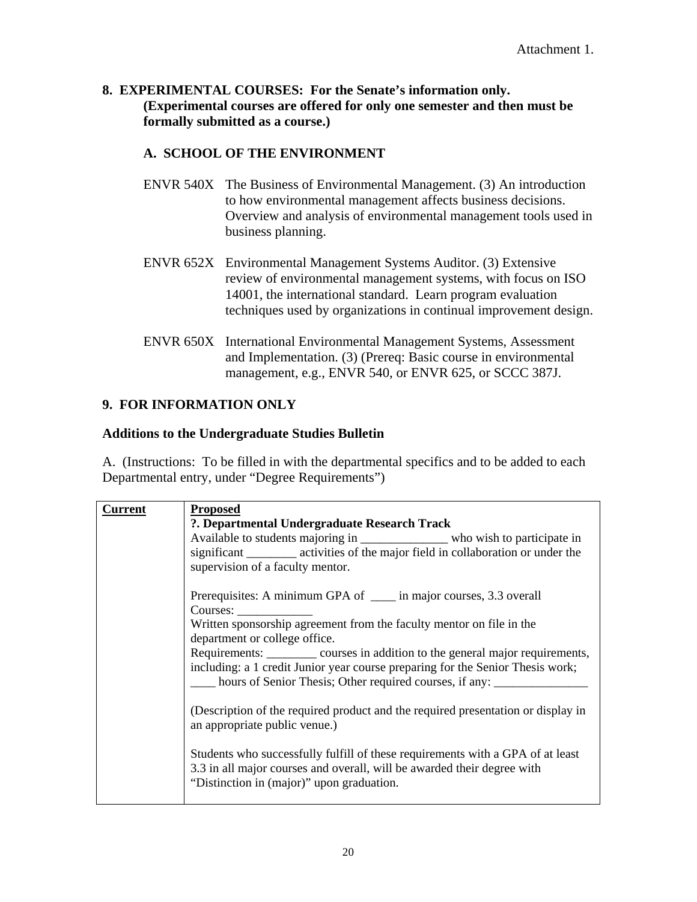Attachment 1.

**8. EXPERIMENTAL COURSES: For the Senate's information only. (Experimental courses are offered for only one semester and then must be formally submitted as a course.)**

**A. SCHOOL OF THE ENVIRONMENT**

ENVR 540X The Business of Environmental Management. (3) An introduction to how environmental management affects business decisions. Overview and analysis of environmental management tools used in business planning.

ENVR 652X Environmental Management Systems Auditor. (3) Extensive review of environmental management systems, with focus on ISO 14001, the international standard. Learn program evaluation techniques used by organizations in continual improvement design.

ENVR 650X International Environmental Management Systems, Assessment and Implementation. (3) (Prereq: Basic course in environmental management, e.g., ENVR 540, or ENVR 625, or SCCC 387J.

**9. FOR INFORMATION ONLY**

**Additions to the Undergraduate Studies Bulletin**

A. (Instructions: To be filled in with the departmental specifics and to be added to each Departmental entry, under "Degree Requirements")

| <u>Current</u> | <u>Proposed</u> |
|---|---|
| | **?. Departmental Undergraduate Research Track**<br>Available to students majoring in ______________ who wish to participate in significant ________ activities of the major field in collaboration or under the supervision of a faculty mentor.<br><br>Prerequisites: A minimum GPA of ____ in major courses, 3.3 overall<br>Courses: ____________<br>Written sponsorship agreement from the faculty mentor on file in the department or college office.<br>Requirements: ________ courses in addition to the general major requirements, including: a 1 credit Junior year course preparing for the Senior Thesis work; ____ hours of Senior Thesis; Other required courses, if any: _______________<br><br>(Description of the required product and the required presentation or display in an appropriate public venue.)<br><br>Students who successfully fulfill of these requirements with a GPA of at least 3.3 in all major courses and overall, will be awarded their degree with "Distinction in (major)" upon graduation. |